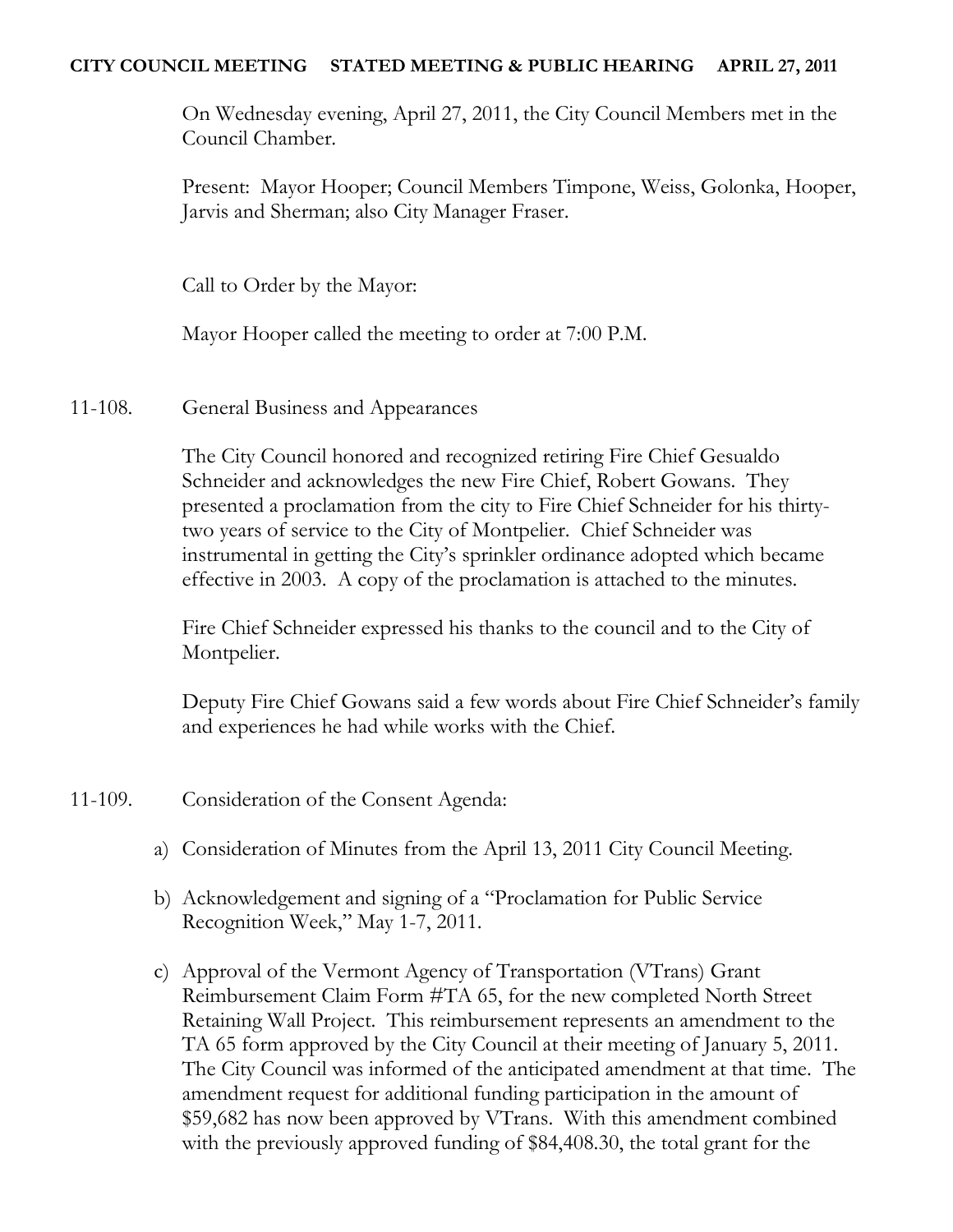**CITY COUNCIL MEETING STATED MEETING & PUBLIC HEARING APRIL 27, 2011**

On Wednesday evening, April 27, 2011, the City Council Members met in the Council Chamber.

Present: Mayor Hooper; Council Members Timpone, Weiss, Golonka, Hooper, Jarvis and Sherman; also City Manager Fraser.

Call to Order by the Mayor:

Mayor Hooper called the meeting to order at 7:00 P.M.

11-108. General Business and Appearances

The City Council honored and recognized retiring Fire Chief Gesualdo Schneider and acknowledges the new Fire Chief, Robert Gowans. They presented a proclamation from the city to Fire Chief Schneider for his thirty-two years of service to the City of Montpelier. Chief Schneider was instrumental in getting the City's sprinkler ordinance adopted which became effective in 2003. A copy of the proclamation is attached to the minutes.

Fire Chief Schneider expressed his thanks to the council and to the City of Montpelier.

Deputy Fire Chief Gowans said a few words about Fire Chief Schneider's family and experiences he had while works with the Chief.

11-109. Consideration of the Consent Agenda:

a) Consideration of Minutes from the April 13, 2011 City Council Meeting.

b) Acknowledgement and signing of a "Proclamation for Public Service Recognition Week," May 1-7, 2011.

c) Approval of the Vermont Agency of Transportation (VTrans) Grant Reimbursement Claim Form #TA 65, for the new completed North Street Retaining Wall Project. This reimbursement represents an amendment to the TA 65 form approved by the City Council at their meeting of January 5, 2011. The City Council was informed of the anticipated amendment at that time. The amendment request for additional funding participation in the amount of $59,682 has now been approved by VTrans. With this amendment combined with the previously approved funding of $84,408.30, the total grant for the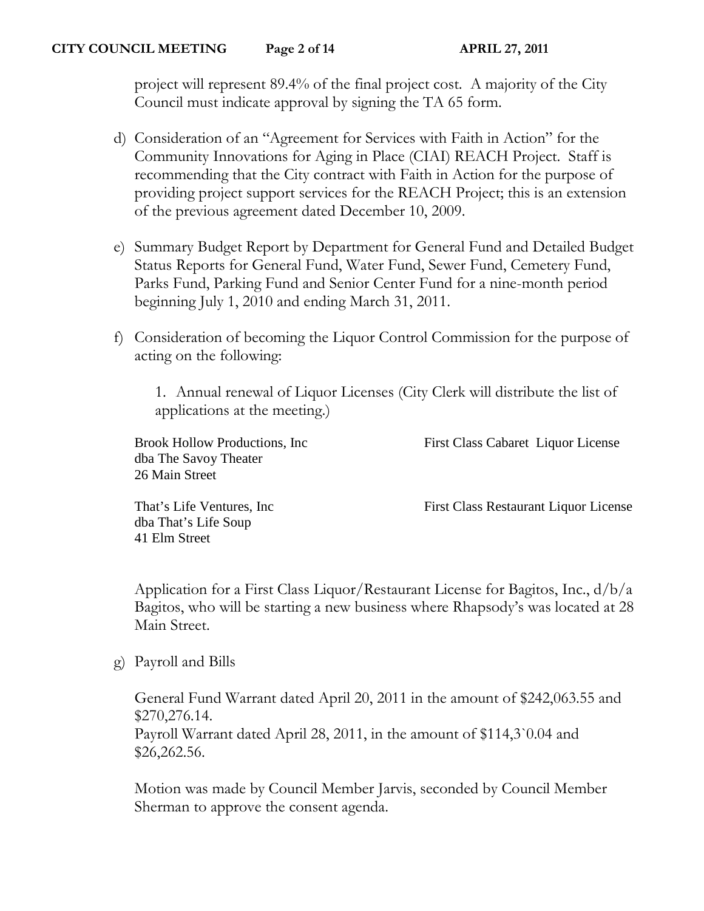project will represent 89.4% of the final project cost. A majority of the City Council must indicate approval by signing the TA 65 form.

d) Consideration of an "Agreement for Services with Faith in Action" for the Community Innovations for Aging in Place (CIAI) REACH Project. Staff is recommending that the City contract with Faith in Action for the purpose of providing project support services for the REACH Project; this is an extension of the previous agreement dated December 10, 2009.

e) Summary Budget Report by Department for General Fund and Detailed Budget Status Reports for General Fund, Water Fund, Sewer Fund, Cemetery Fund, Parks Fund, Parking Fund and Senior Center Fund for a nine-month period beginning July 1, 2010 and ending March 31, 2011.

f) Consideration of becoming the Liquor Control Commission for the purpose of acting on the following:

   1. Annual renewal of Liquor Licenses (City Clerk will distribute the list of applications at the meeting.)

| | |
|---|---|
| Brook Hollow Productions, Inc<br>dba The Savoy Theater<br>26 Main Street | First Class Cabaret Liquor License |
| That's Life Ventures, Inc<br>dba That's Life Soup<br>41 Elm Street | First Class Restaurant Liquor License |

   Application for a First Class Liquor/Restaurant License for Bagitos, Inc., d/b/a Bagitos, who will be starting a new business where Rhapsody's was located at 28 Main Street.

g) Payroll and Bills

   General Fund Warrant dated April 20, 2011 in the amount of $242,063.55 and $270,276.14.
   Payroll Warrant dated April 28, 2011, in the amount of $114,3`0.04 and $26,262.56.

   Motion was made by Council Member Jarvis, seconded by Council Member Sherman to approve the consent agenda.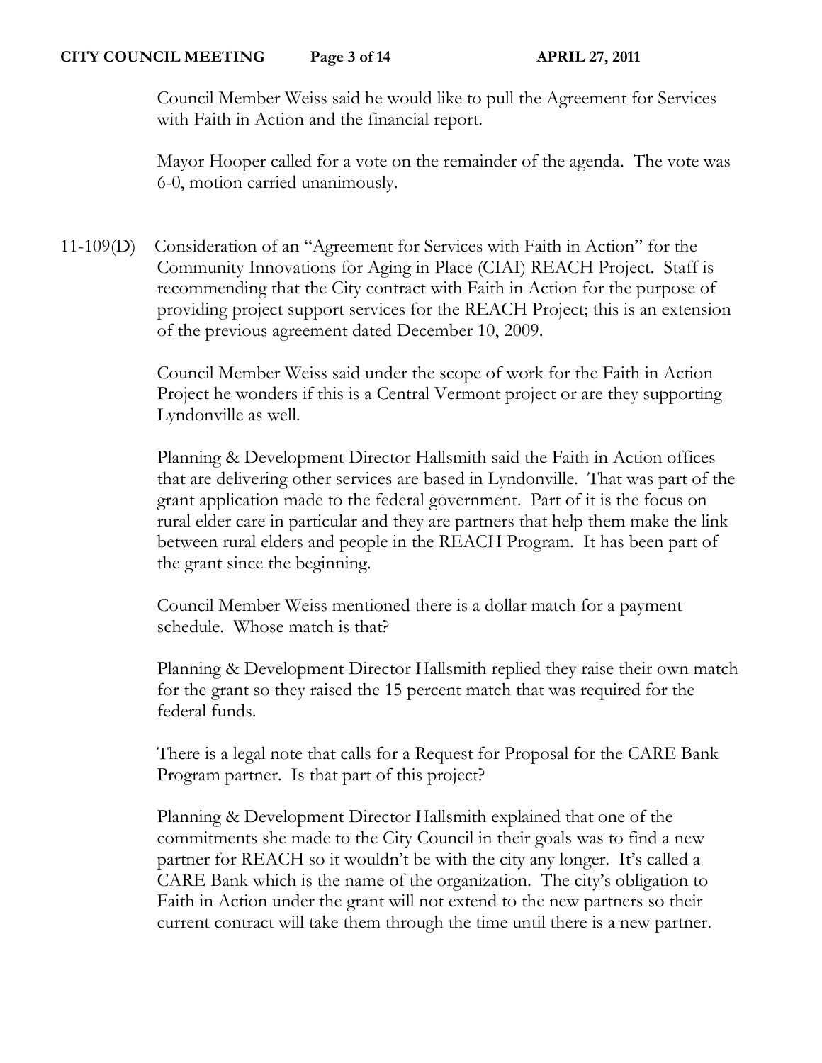Council Member Weiss said he would like to pull the Agreement for Services with Faith in Action and the financial report.

Mayor Hooper called for a vote on the remainder of the agenda. The vote was 6-0, motion carried unanimously.

11-109(D) Consideration of an "Agreement for Services with Faith in Action" for the Community Innovations for Aging in Place (CIAI) REACH Project. Staff is recommending that the City contract with Faith in Action for the purpose of providing project support services for the REACH Project; this is an extension of the previous agreement dated December 10, 2009.

Council Member Weiss said under the scope of work for the Faith in Action Project he wonders if this is a Central Vermont project or are they supporting Lyndonville as well.

Planning & Development Director Hallsmith said the Faith in Action offices that are delivering other services are based in Lyndonville. That was part of the grant application made to the federal government. Part of it is the focus on rural elder care in particular and they are partners that help them make the link between rural elders and people in the REACH Program. It has been part of the grant since the beginning.

Council Member Weiss mentioned there is a dollar match for a payment schedule. Whose match is that?

Planning & Development Director Hallsmith replied they raise their own match for the grant so they raised the 15 percent match that was required for the federal funds.

There is a legal note that calls for a Request for Proposal for the CARE Bank Program partner. Is that part of this project?

Planning & Development Director Hallsmith explained that one of the commitments she made to the City Council in their goals was to find a new partner for REACH so it wouldn't be with the city any longer. It's called a CARE Bank which is the name of the organization. The city's obligation to Faith in Action under the grant will not extend to the new partners so their current contract will take them through the time until there is a new partner.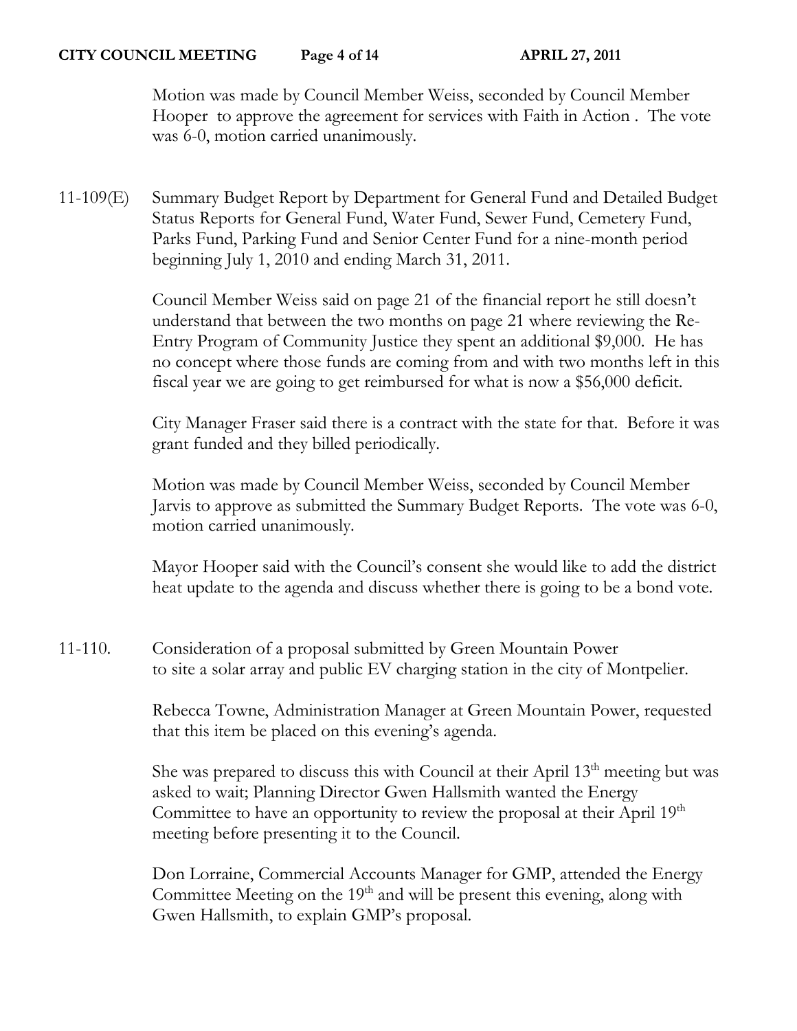Motion was made by Council Member Weiss, seconded by Council Member Hooper to approve the agreement for services with Faith in Action . The vote was 6-0, motion carried unanimously.

11-109(E) Summary Budget Report by Department for General Fund and Detailed Budget Status Reports for General Fund, Water Fund, Sewer Fund, Cemetery Fund, Parks Fund, Parking Fund and Senior Center Fund for a nine-month period beginning July 1, 2010 and ending March 31, 2011.

Council Member Weiss said on page 21 of the financial report he still doesn't understand that between the two months on page 21 where reviewing the Re-Entry Program of Community Justice they spent an additional $9,000. He has no concept where those funds are coming from and with two months left in this fiscal year we are going to get reimbursed for what is now a $56,000 deficit.

City Manager Fraser said there is a contract with the state for that. Before it was grant funded and they billed periodically.

Motion was made by Council Member Weiss, seconded by Council Member Jarvis to approve as submitted the Summary Budget Reports. The vote was 6-0, motion carried unanimously.

Mayor Hooper said with the Council's consent she would like to add the district heat update to the agenda and discuss whether there is going to be a bond vote.

11-110. Consideration of a proposal submitted by Green Mountain Power to site a solar array and public EV charging station in the city of Montpelier.

Rebecca Towne, Administration Manager at Green Mountain Power, requested that this item be placed on this evening's agenda.

She was prepared to discuss this with Council at their April 13th meeting but was asked to wait; Planning Director Gwen Hallsmith wanted the Energy Committee to have an opportunity to review the proposal at their April 19th meeting before presenting it to the Council.

Don Lorraine, Commercial Accounts Manager for GMP, attended the Energy Committee Meeting on the 19th and will be present this evening, along with Gwen Hallsmith, to explain GMP's proposal.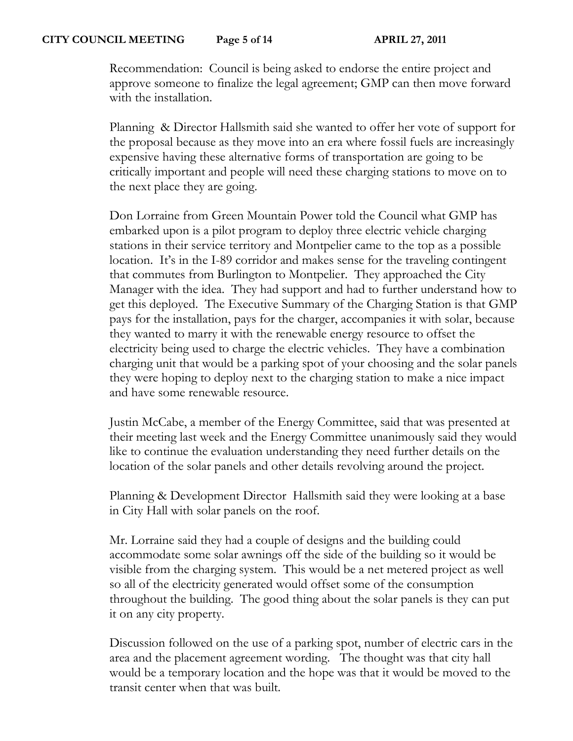Recommendation: Council is being asked to endorse the entire project and approve someone to finalize the legal agreement; GMP can then move forward with the installation.

Planning & Director Hallsmith said she wanted to offer her vote of support for the proposal because as they move into an era where fossil fuels are increasingly expensive having these alternative forms of transportation are going to be critically important and people will need these charging stations to move on to the next place they are going.

Don Lorraine from Green Mountain Power told the Council what GMP has embarked upon is a pilot program to deploy three electric vehicle charging stations in their service territory and Montpelier came to the top as a possible location. It's in the I-89 corridor and makes sense for the traveling contingent that commutes from Burlington to Montpelier. They approached the City Manager with the idea. They had support and had to further understand how to get this deployed. The Executive Summary of the Charging Station is that GMP pays for the installation, pays for the charger, accompanies it with solar, because they wanted to marry it with the renewable energy resource to offset the electricity being used to charge the electric vehicles. They have a combination charging unit that would be a parking spot of your choosing and the solar panels they were hoping to deploy next to the charging station to make a nice impact and have some renewable resource.

Justin McCabe, a member of the Energy Committee, said that was presented at their meeting last week and the Energy Committee unanimously said they would like to continue the evaluation understanding they need further details on the location of the solar panels and other details revolving around the project.

Planning & Development Director Hallsmith said they were looking at a base in City Hall with solar panels on the roof.

Mr. Lorraine said they had a couple of designs and the building could accommodate some solar awnings off the side of the building so it would be visible from the charging system. This would be a net metered project as well so all of the electricity generated would offset some of the consumption throughout the building. The good thing about the solar panels is they can put it on any city property.

Discussion followed on the use of a parking spot, number of electric cars in the area and the placement agreement wording. The thought was that city hall would be a temporary location and the hope was that it would be moved to the transit center when that was built.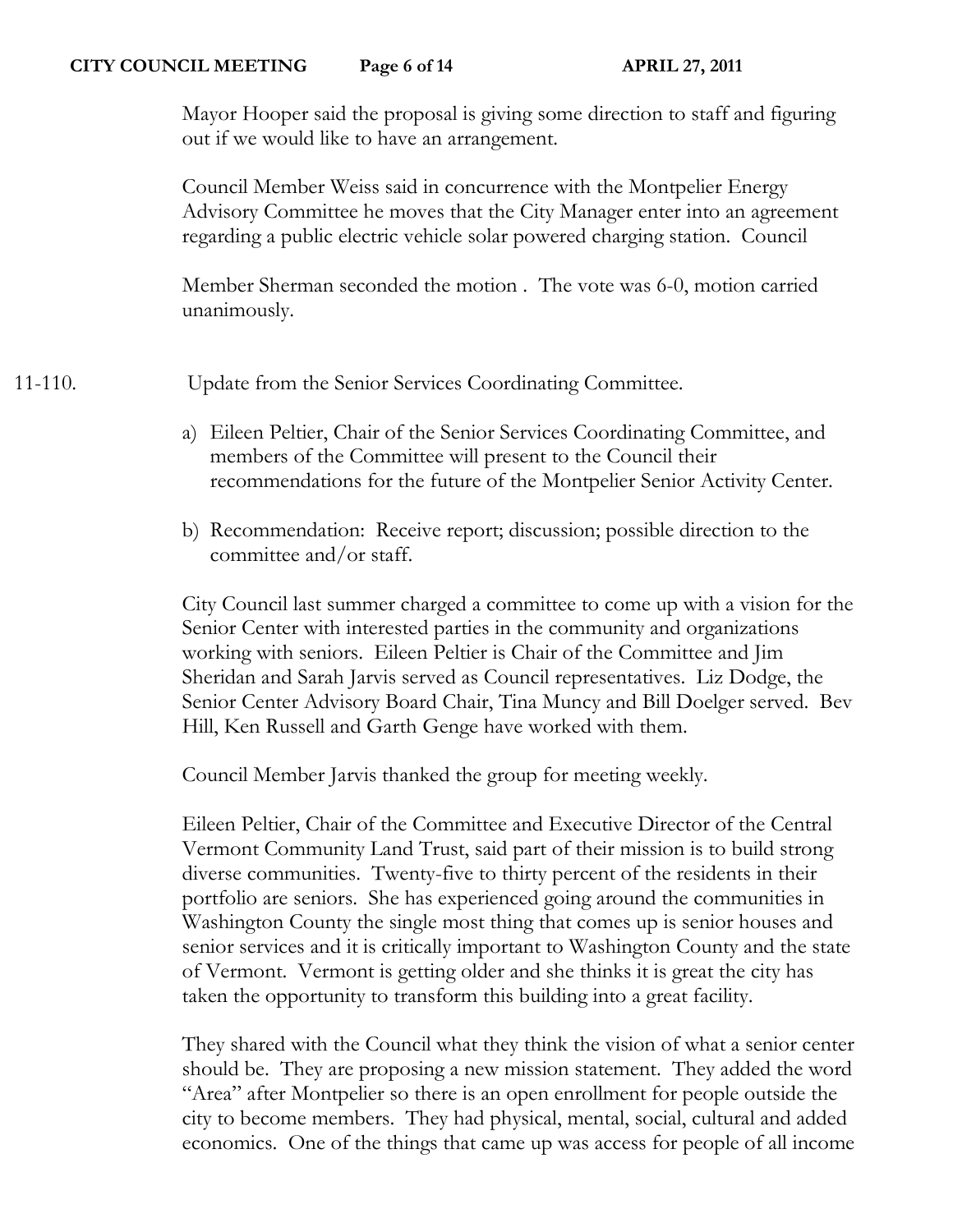Mayor Hooper said the proposal is giving some direction to staff and figuring out if we would like to have an arrangement.

Council Member Weiss said in concurrence with the Montpelier Energy Advisory Committee he moves that the City Manager enter into an agreement regarding a public electric vehicle solar powered charging station. Council

Member Sherman seconded the motion . The vote was 6-0, motion carried unanimously.

11-110. Update from the Senior Services Coordinating Committee.

a) Eileen Peltier, Chair of the Senior Services Coordinating Committee, and members of the Committee will present to the Council their recommendations for the future of the Montpelier Senior Activity Center.

b) Recommendation: Receive report; discussion; possible direction to the committee and/or staff.

City Council last summer charged a committee to come up with a vision for the Senior Center with interested parties in the community and organizations working with seniors. Eileen Peltier is Chair of the Committee and Jim Sheridan and Sarah Jarvis served as Council representatives. Liz Dodge, the Senior Center Advisory Board Chair, Tina Muncy and Bill Doelger served. Bev Hill, Ken Russell and Garth Genge have worked with them.

Council Member Jarvis thanked the group for meeting weekly.

Eileen Peltier, Chair of the Committee and Executive Director of the Central Vermont Community Land Trust, said part of their mission is to build strong diverse communities. Twenty-five to thirty percent of the residents in their portfolio are seniors. She has experienced going around the communities in Washington County the single most thing that comes up is senior houses and senior services and it is critically important to Washington County and the state of Vermont. Vermont is getting older and she thinks it is great the city has taken the opportunity to transform this building into a great facility.

They shared with the Council what they think the vision of what a senior center should be. They are proposing a new mission statement. They added the word "Area" after Montpelier so there is an open enrollment for people outside the city to become members. They had physical, mental, social, cultural and added economics. One of the things that came up was access for people of all income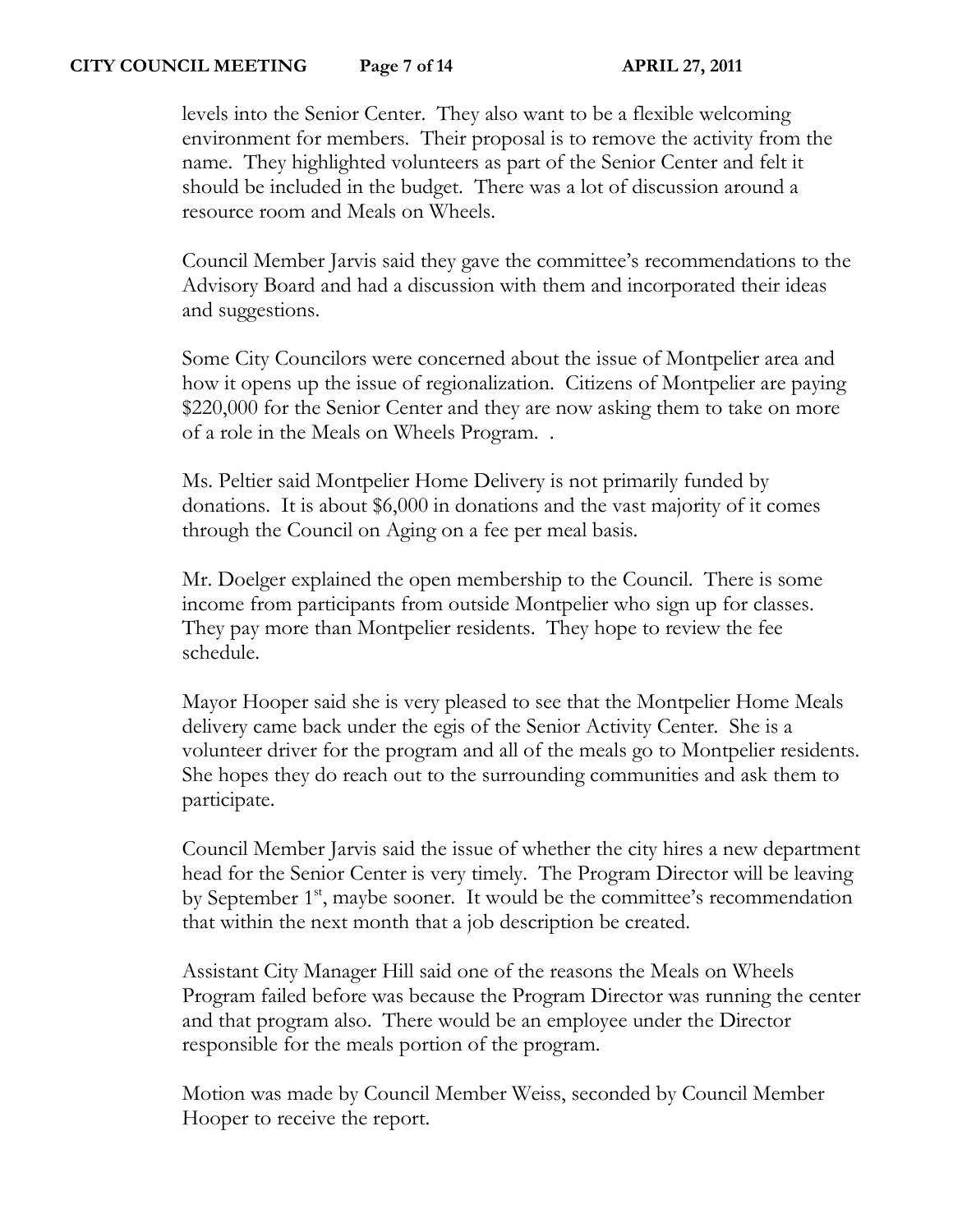levels into the Senior Center. They also want to be a flexible welcoming environment for members. Their proposal is to remove the activity from the name. They highlighted volunteers as part of the Senior Center and felt it should be included in the budget. There was a lot of discussion around a resource room and Meals on Wheels.

Council Member Jarvis said they gave the committee's recommendations to the Advisory Board and had a discussion with them and incorporated their ideas and suggestions.

Some City Councilors were concerned about the issue of Montpelier area and how it opens up the issue of regionalization. Citizens of Montpelier are paying $220,000 for the Senior Center and they are now asking them to take on more of a role in the Meals on Wheels Program. .

Ms. Peltier said Montpelier Home Delivery is not primarily funded by donations. It is about $6,000 in donations and the vast majority of it comes through the Council on Aging on a fee per meal basis.

Mr. Doelger explained the open membership to the Council. There is some income from participants from outside Montpelier who sign up for classes. They pay more than Montpelier residents. They hope to review the fee schedule.

Mayor Hooper said she is very pleased to see that the Montpelier Home Meals delivery came back under the egis of the Senior Activity Center. She is a volunteer driver for the program and all of the meals go to Montpelier residents. She hopes they do reach out to the surrounding communities and ask them to participate.

Council Member Jarvis said the issue of whether the city hires a new department head for the Senior Center is very timely. The Program Director will be leaving by September 1st, maybe sooner. It would be the committee's recommendation that within the next month that a job description be created.

Assistant City Manager Hill said one of the reasons the Meals on Wheels Program failed before was because the Program Director was running the center and that program also. There would be an employee under the Director responsible for the meals portion of the program.

Motion was made by Council Member Weiss, seconded by Council Member Hooper to receive the report.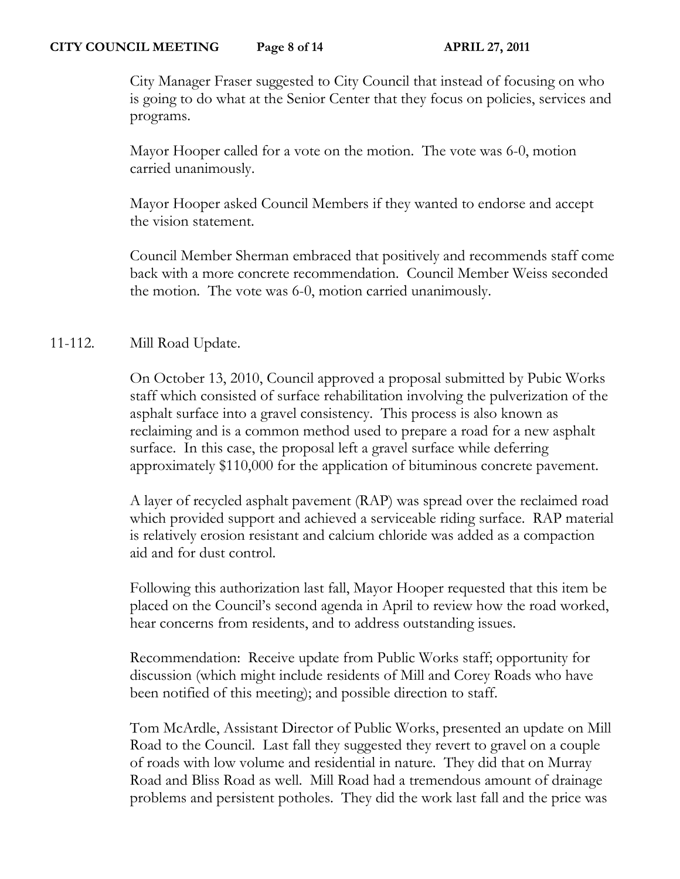City Manager Fraser suggested to City Council that instead of focusing on who is going to do what at the Senior Center that they focus on policies, services and programs.

Mayor Hooper called for a vote on the motion. The vote was 6-0, motion carried unanimously.

Mayor Hooper asked Council Members if they wanted to endorse and accept the vision statement.

Council Member Sherman embraced that positively and recommends staff come back with a more concrete recommendation. Council Member Weiss seconded the motion. The vote was 6-0, motion carried unanimously.

11-112. Mill Road Update.

On October 13, 2010, Council approved a proposal submitted by Pubic Works staff which consisted of surface rehabilitation involving the pulverization of the asphalt surface into a gravel consistency. This process is also known as reclaiming and is a common method used to prepare a road for a new asphalt surface. In this case, the proposal left a gravel surface while deferring approximately $110,000 for the application of bituminous concrete pavement.

A layer of recycled asphalt pavement (RAP) was spread over the reclaimed road which provided support and achieved a serviceable riding surface. RAP material is relatively erosion resistant and calcium chloride was added as a compaction aid and for dust control.

Following this authorization last fall, Mayor Hooper requested that this item be placed on the Council's second agenda in April to review how the road worked, hear concerns from residents, and to address outstanding issues.

Recommendation: Receive update from Public Works staff; opportunity for discussion (which might include residents of Mill and Corey Roads who have been notified of this meeting); and possible direction to staff.

Tom McArdle, Assistant Director of Public Works, presented an update on Mill Road to the Council. Last fall they suggested they revert to gravel on a couple of roads with low volume and residential in nature. They did that on Murray Road and Bliss Road as well. Mill Road had a tremendous amount of drainage problems and persistent potholes. They did the work last fall and the price was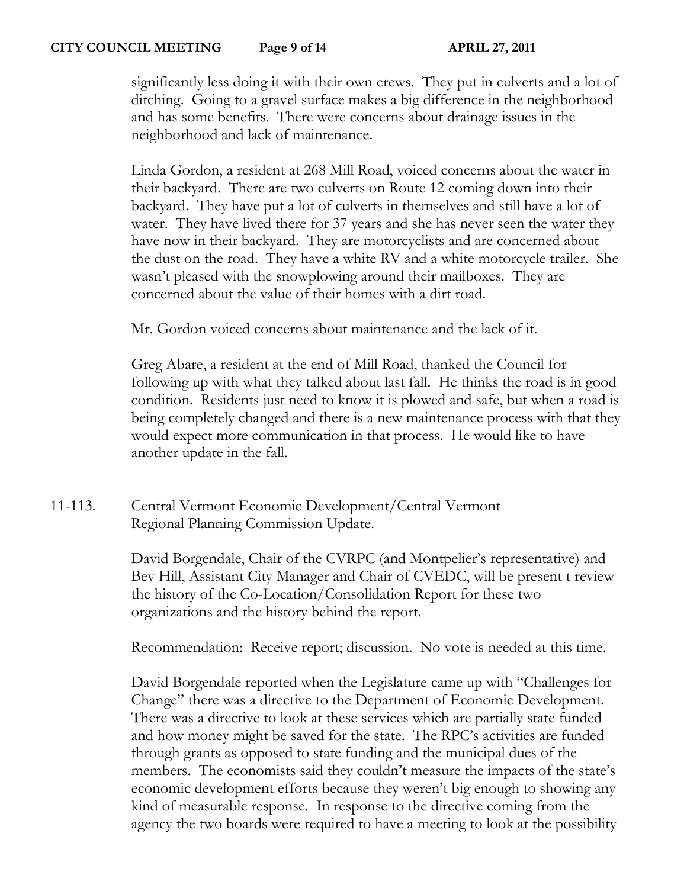significantly less doing it with their own crews. They put in culverts and a lot of ditching. Going to a gravel surface makes a big difference in the neighborhood and has some benefits. There were concerns about drainage issues in the neighborhood and lack of maintenance.

Linda Gordon, a resident at 268 Mill Road, voiced concerns about the water in their backyard. There are two culverts on Route 12 coming down into their backyard. They have put a lot of culverts in themselves and still have a lot of water. They have lived there for 37 years and she has never seen the water they have now in their backyard. They are motorcyclists and are concerned about the dust on the road. They have a white RV and a white motorcycle trailer. She wasn't pleased with the snowplowing around their mailboxes. They are concerned about the value of their homes with a dirt road.

Mr. Gordon voiced concerns about maintenance and the lack of it.

Greg Abare, a resident at the end of Mill Road, thanked the Council for following up with what they talked about last fall. He thinks the road is in good condition. Residents just need to know it is plowed and safe, but when a road is being completely changed and there is a new maintenance process with that they would expect more communication in that process. He would like to have another update in the fall.

11-113. Central Vermont Economic Development/Central Vermont Regional Planning Commission Update.

David Borgendale, Chair of the CVRPC (and Montpelier's representative) and Bev Hill, Assistant City Manager and Chair of CVEDC, will be present t review the history of the Co-Location/Consolidation Report for these two organizations and the history behind the report.

Recommendation: Receive report; discussion. No vote is needed at this time.

David Borgendale reported when the Legislature came up with "Challenges for Change" there was a directive to the Department of Economic Development. There was a directive to look at these services which are partially state funded and how money might be saved for the state. The RPC's activities are funded through grants as opposed to state funding and the municipal dues of the members. The economists said they couldn't measure the impacts of the state's economic development efforts because they weren't big enough to showing any kind of measurable response. In response to the directive coming from the agency the two boards were required to have a meeting to look at the possibility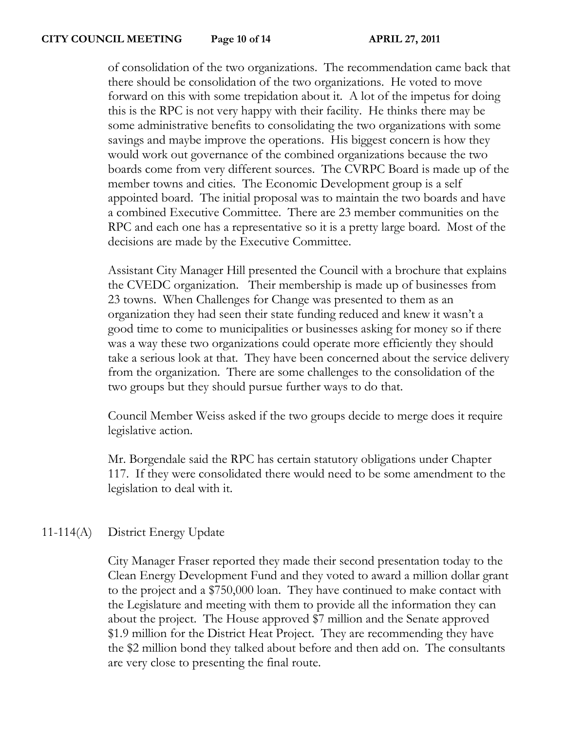of consolidation of the two organizations. The recommendation came back that there should be consolidation of the two organizations. He voted to move forward on this with some trepidation about it. A lot of the impetus for doing this is the RPC is not very happy with their facility. He thinks there may be some administrative benefits to consolidating the two organizations with some savings and maybe improve the operations. His biggest concern is how they would work out governance of the combined organizations because the two boards come from very different sources. The CVRPC Board is made up of the member towns and cities. The Economic Development group is a self appointed board. The initial proposal was to maintain the two boards and have a combined Executive Committee. There are 23 member communities on the RPC and each one has a representative so it is a pretty large board. Most of the decisions are made by the Executive Committee.

Assistant City Manager Hill presented the Council with a brochure that explains the CVEDC organization. Their membership is made up of businesses from 23 towns. When Challenges for Change was presented to them as an organization they had seen their state funding reduced and knew it wasn't a good time to come to municipalities or businesses asking for money so if there was a way these two organizations could operate more efficiently they should take a serious look at that. They have been concerned about the service delivery from the organization. There are some challenges to the consolidation of the two groups but they should pursue further ways to do that.

Council Member Weiss asked if the two groups decide to merge does it require legislative action.

Mr. Borgendale said the RPC has certain statutory obligations under Chapter 117. If they were consolidated there would need to be some amendment to the legislation to deal with it.

11-114(A) District Energy Update

City Manager Fraser reported they made their second presentation today to the Clean Energy Development Fund and they voted to award a million dollar grant to the project and a $750,000 loan. They have continued to make contact with the Legislature and meeting with them to provide all the information they can about the project. The House approved $7 million and the Senate approved $1.9 million for the District Heat Project. They are recommending they have the $2 million bond they talked about before and then add on. The consultants are very close to presenting the final route.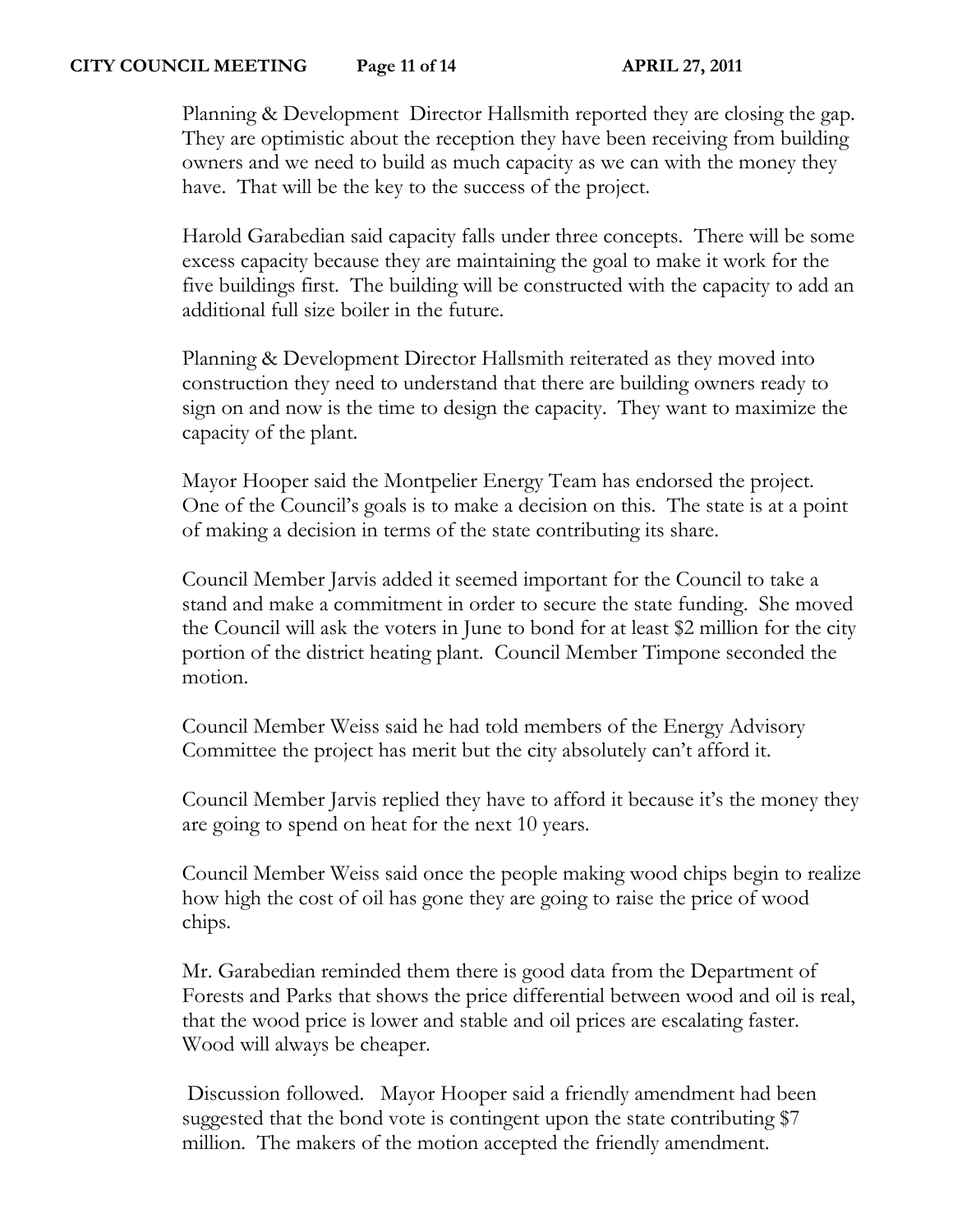Planning & Development Director Hallsmith reported they are closing the gap. They are optimistic about the reception they have been receiving from building owners and we need to build as much capacity as we can with the money they have. That will be the key to the success of the project.

Harold Garabedian said capacity falls under three concepts. There will be some excess capacity because they are maintaining the goal to make it work for the five buildings first. The building will be constructed with the capacity to add an additional full size boiler in the future.

Planning & Development Director Hallsmith reiterated as they moved into construction they need to understand that there are building owners ready to sign on and now is the time to design the capacity. They want to maximize the capacity of the plant.

Mayor Hooper said the Montpelier Energy Team has endorsed the project. One of the Council's goals is to make a decision on this. The state is at a point of making a decision in terms of the state contributing its share.

Council Member Jarvis added it seemed important for the Council to take a stand and make a commitment in order to secure the state funding. She moved the Council will ask the voters in June to bond for at least $2 million for the city portion of the district heating plant. Council Member Timpone seconded the motion.

Council Member Weiss said he had told members of the Energy Advisory Committee the project has merit but the city absolutely can't afford it.

Council Member Jarvis replied they have to afford it because it's the money they are going to spend on heat for the next 10 years.

Council Member Weiss said once the people making wood chips begin to realize how high the cost of oil has gone they are going to raise the price of wood chips.

Mr. Garabedian reminded them there is good data from the Department of Forests and Parks that shows the price differential between wood and oil is real, that the wood price is lower and stable and oil prices are escalating faster. Wood will always be cheaper.

Discussion followed. Mayor Hooper said a friendly amendment had been suggested that the bond vote is contingent upon the state contributing $7 million. The makers of the motion accepted the friendly amendment.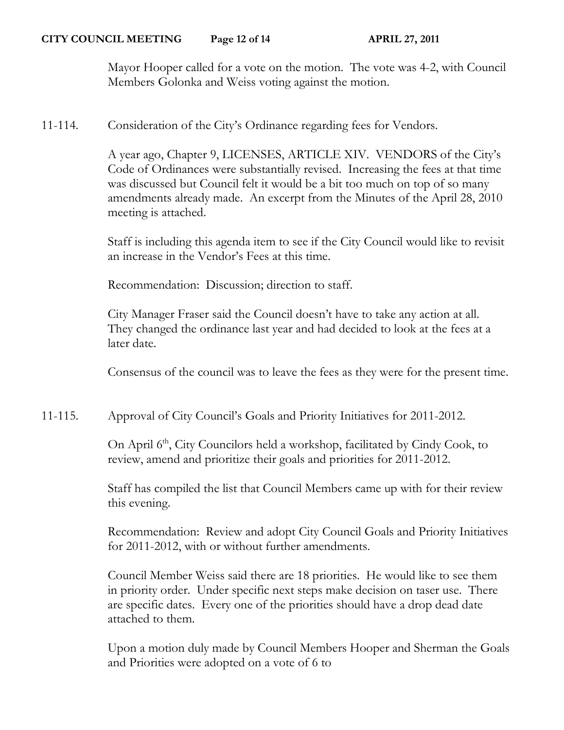Mayor Hooper called for a vote on the motion. The vote was 4-2, with Council Members Golonka and Weiss voting against the motion.

11-114. Consideration of the City's Ordinance regarding fees for Vendors.

A year ago, Chapter 9, LICENSES, ARTICLE XIV. VENDORS of the City's Code of Ordinances were substantially revised. Increasing the fees at that time was discussed but Council felt it would be a bit too much on top of so many amendments already made. An excerpt from the Minutes of the April 28, 2010 meeting is attached.

Staff is including this agenda item to see if the City Council would like to revisit an increase in the Vendor's Fees at this time.

Recommendation: Discussion; direction to staff.

City Manager Fraser said the Council doesn't have to take any action at all. They changed the ordinance last year and had decided to look at the fees at a later date.

Consensus of the council was to leave the fees as they were for the present time.

11-115. Approval of City Council's Goals and Priority Initiatives for 2011-2012.

On April 6th, City Councilors held a workshop, facilitated by Cindy Cook, to review, amend and prioritize their goals and priorities for 2011-2012.

Staff has compiled the list that Council Members came up with for their review this evening.

Recommendation: Review and adopt City Council Goals and Priority Initiatives for 2011-2012, with or without further amendments.

Council Member Weiss said there are 18 priorities. He would like to see them in priority order. Under specific next steps make decision on taser use. There are specific dates. Every one of the priorities should have a drop dead date attached to them.

Upon a motion duly made by Council Members Hooper and Sherman the Goals and Priorities were adopted on a vote of 6 to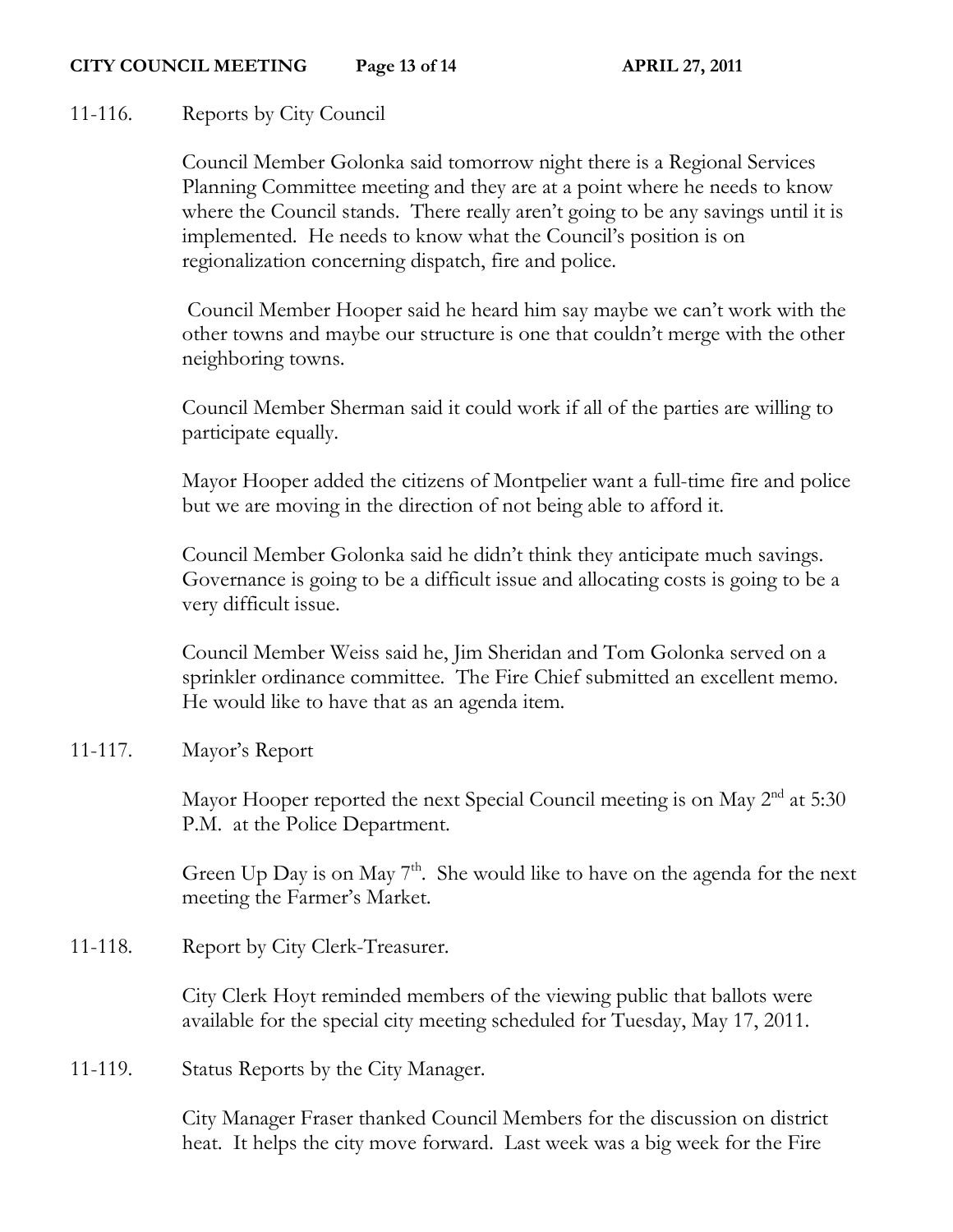11-116. Reports by City Council

Council Member Golonka said tomorrow night there is a Regional Services Planning Committee meeting and they are at a point where he needs to know where the Council stands. There really aren't going to be any savings until it is implemented. He needs to know what the Council's position is on regionalization concerning dispatch, fire and police.

Council Member Hooper said he heard him say maybe we can't work with the other towns and maybe our structure is one that couldn't merge with the other neighboring towns.

Council Member Sherman said it could work if all of the parties are willing to participate equally.

Mayor Hooper added the citizens of Montpelier want a full-time fire and police but we are moving in the direction of not being able to afford it.

Council Member Golonka said he didn't think they anticipate much savings. Governance is going to be a difficult issue and allocating costs is going to be a very difficult issue.

Council Member Weiss said he, Jim Sheridan and Tom Golonka served on a sprinkler ordinance committee. The Fire Chief submitted an excellent memo. He would like to have that as an agenda item.

11-117. Mayor's Report

Mayor Hooper reported the next Special Council meeting is on May 2nd at 5:30 P.M. at the Police Department.

Green Up Day is on May 7th. She would like to have on the agenda for the next meeting the Farmer's Market.

11-118. Report by City Clerk-Treasurer.

City Clerk Hoyt reminded members of the viewing public that ballots were available for the special city meeting scheduled for Tuesday, May 17, 2011.

11-119. Status Reports by the City Manager.

City Manager Fraser thanked Council Members for the discussion on district heat. It helps the city move forward. Last week was a big week for the Fire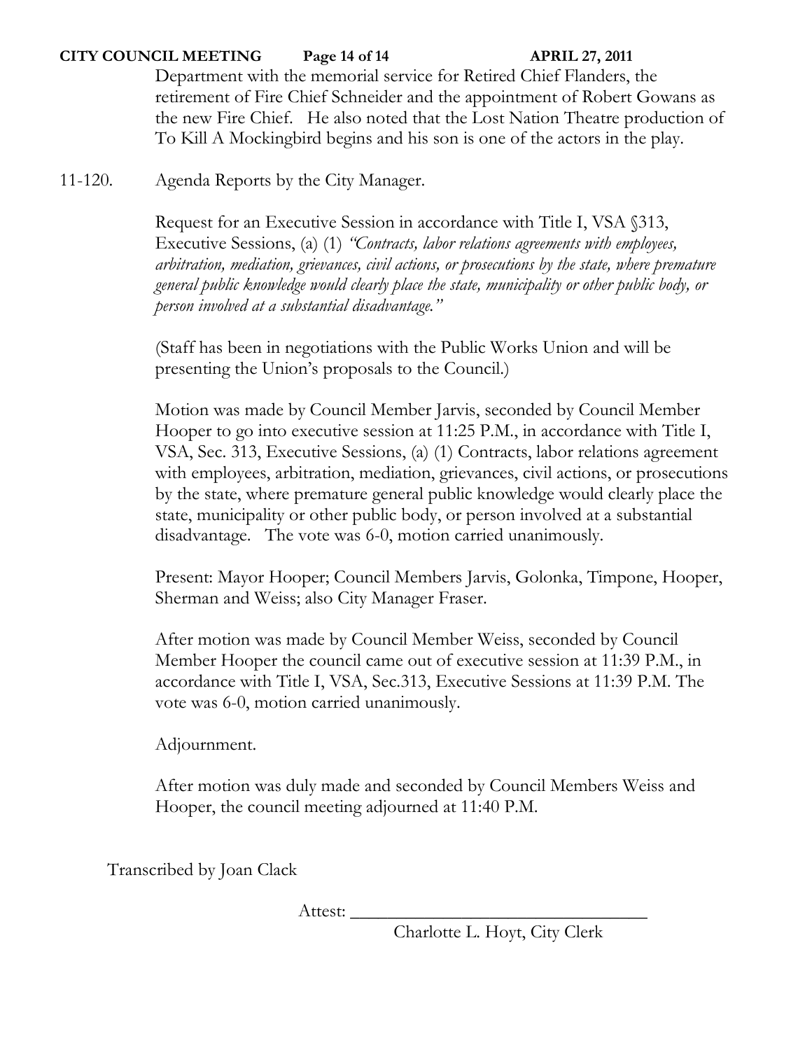Department with the memorial service for Retired Chief Flanders, the retirement of Fire Chief Schneider and the appointment of Robert Gowans as the new Fire Chief. He also noted that the Lost Nation Theatre production of To Kill A Mockingbird begins and his son is one of the actors in the play.

11-120. Agenda Reports by the City Manager.

Request for an Executive Session in accordance with Title I, VSA §313, Executive Sessions, (a) (1) *"Contracts, labor relations agreements with employees, arbitration, mediation, grievances, civil actions, or prosecutions by the state, where premature general public knowledge would clearly place the state, municipality or other public body, or person involved at a substantial disadvantage."*

(Staff has been in negotiations with the Public Works Union and will be presenting the Union's proposals to the Council.)

Motion was made by Council Member Jarvis, seconded by Council Member Hooper to go into executive session at 11:25 P.M., in accordance with Title I, VSA, Sec. 313, Executive Sessions, (a) (1) Contracts, labor relations agreement with employees, arbitration, mediation, grievances, civil actions, or prosecutions by the state, where premature general public knowledge would clearly place the state, municipality or other public body, or person involved at a substantial disadvantage. The vote was 6-0, motion carried unanimously.

Present: Mayor Hooper; Council Members Jarvis, Golonka, Timpone, Hooper, Sherman and Weiss; also City Manager Fraser.

After motion was made by Council Member Weiss, seconded by Council Member Hooper the council came out of executive session at 11:39 P.M., in accordance with Title I, VSA, Sec.313, Executive Sessions at 11:39 P.M. The vote was 6-0, motion carried unanimously.

Adjournment.

After motion was duly made and seconded by Council Members Weiss and Hooper, the council meeting adjourned at 11:40 P.M.

Transcribed by Joan Clack

Attest: ________________________________

Charlotte L. Hoyt, City Clerk